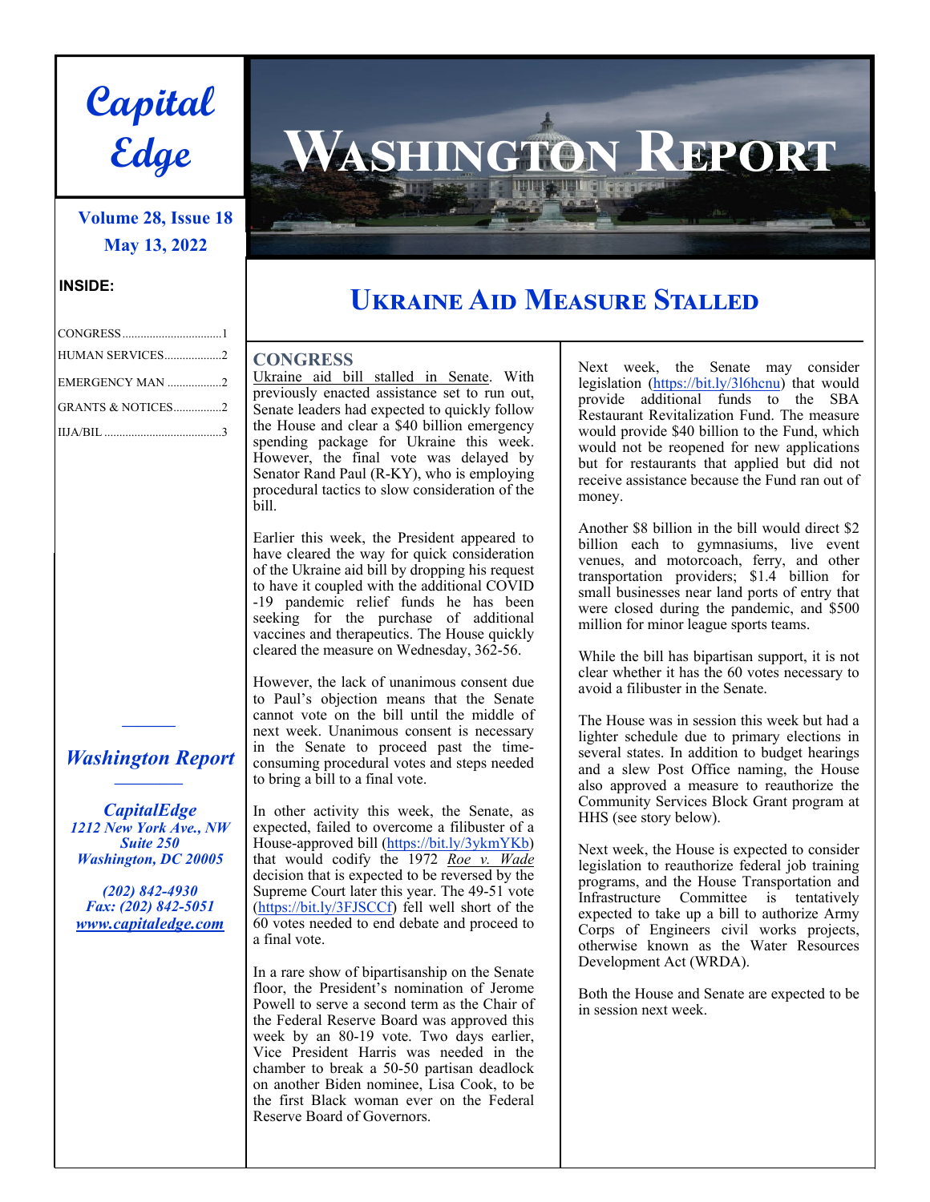# Capital Edge

# Washington Report

**Volume 28, Issue 18**
**May 13, 2022**

**INSIDE:**

- CONGRESS.................................1
- HUMAN SERVICES..................2
- EMERGENCY MAN .................2
- GRANTS & NOTICES................2
- IIJA/BIL .......................................3

*Washington Report*

*CapitalEdge*
*1212 New York Ave., NW*
*Suite 250*
*Washington, DC 20005*

*(202) 842-4930*
*Fax: (202) 842-5051*
*www.capitaledge.com*

## Ukraine Aid Measure Stalled

### CONGRESS

Ukraine aid bill stalled in Senate. With previously enacted assistance set to run out, Senate leaders had expected to quickly follow the House and clear a $40 billion emergency spending package for Ukraine this week. However, the final vote was delayed by Senator Rand Paul (R-KY), who is employing procedural tactics to slow consideration of the bill.

Earlier this week, the President appeared to have cleared the way for quick consideration of the Ukraine aid bill by dropping his request to have it coupled with the additional COVID-19 pandemic relief funds he has been seeking for the purchase of additional vaccines and therapeutics. The House quickly cleared the measure on Wednesday, 362-56.

However, the lack of unanimous consent due to Paul's objection means that the Senate cannot vote on the bill until the middle of next week. Unanimous consent is necessary in the Senate to proceed past the time-consuming procedural votes and steps needed to bring a bill to a final vote.

In other activity this week, the Senate, as expected, failed to overcome a filibuster of a House-approved bill (https://bit.ly/3ykmYKb) that would codify the 1972 *Roe v. Wade* decision that is expected to be reversed by the Supreme Court later this year. The 49-51 vote (https://bit.ly/3FJSCCf) fell well short of the 60 votes needed to end debate and proceed to a final vote.

In a rare show of bipartisanship on the Senate floor, the President's nomination of Jerome Powell to serve a second term as the Chair of the Federal Reserve Board was approved this week by an 80-19 vote. Two days earlier, Vice President Harris was needed in the chamber to break a 50-50 partisan deadlock on another Biden nominee, Lisa Cook, to be the first Black woman ever on the Federal Reserve Board of Governors.

Next week, the Senate may consider legislation (https://bit.ly/3l6hcnu) that would provide additional funds to the SBA Restaurant Revitalization Fund. The measure would provide $40 billion to the Fund, which would not be reopened for new applications but for restaurants that applied but did not receive assistance because the Fund ran out of money.

Another $8 billion in the bill would direct $2 billion each to gymnasiums, live event venues, and motorcoach, ferry, and other transportation providers; $1.4 billion for small businesses near land ports of entry that were closed during the pandemic, and $500 million for minor league sports teams.

While the bill has bipartisan support, it is not clear whether it has the 60 votes necessary to avoid a filibuster in the Senate.

The House was in session this week but had a lighter schedule due to primary elections in several states. In addition to budget hearings and a slew Post Office naming, the House also approved a measure to reauthorize the Community Services Block Grant program at HHS (see story below).

Next week, the House is expected to consider legislation to reauthorize federal job training programs, and the House Transportation and Infrastructure Committee is tentatively expected to take up a bill to authorize Army Corps of Engineers civil works projects, otherwise known as the Water Resources Development Act (WRDA).

Both the House and Senate are expected to be in session next week.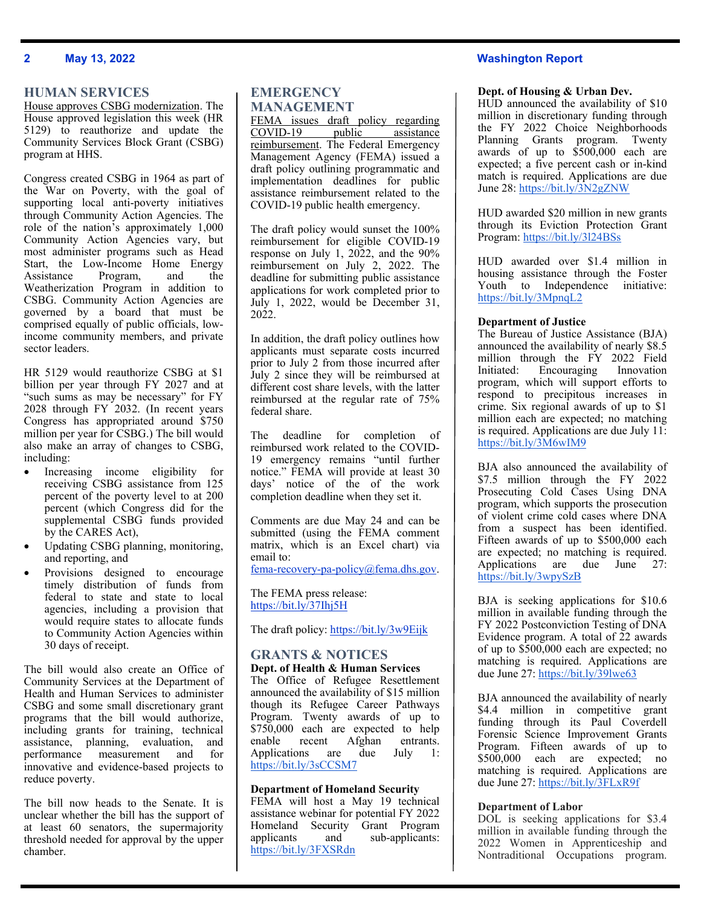## HUMAN SERVICES

House approves CSBG modernization. The House approved legislation this week (HR 5129) to reauthorize and update the Community Services Block Grant (CSBG) program at HHS.

Congress created CSBG in 1964 as part of the War on Poverty, with the goal of supporting local anti-poverty initiatives through Community Action Agencies. The role of the nation's approximately 1,000 Community Action Agencies vary, but most administer programs such as Head Start, the Low-Income Home Energy Assistance Program, and the Weatherization Program in addition to CSBG. Community Action Agencies are governed by a board that must be comprised equally of public officials, low-income community members, and private sector leaders.

HR 5129 would reauthorize CSBG at $1 billion per year through FY 2027 and at "such sums as may be necessary" for FY 2028 through FY 2032. (In recent years Congress has appropriated around $750 million per year for CSBG.) The bill would also make an array of changes to CSBG, including:

- Increasing income eligibility for receiving CSBG assistance from 125 percent of the poverty level to at 200 percent (which Congress did for the supplemental CSBG funds provided by the CARES Act),
- Updating CSBG planning, monitoring, and reporting, and
- Provisions designed to encourage timely distribution of funds from federal to state and state to local agencies, including a provision that would require states to allocate funds to Community Action Agencies within 30 days of receipt.

The bill would also create an Office of Community Services at the Department of Health and Human Services to administer CSBG and some small discretionary grant programs that the bill would authorize, including grants for training, technical assistance, planning, evaluation, and performance measurement and for innovative and evidence-based projects to reduce poverty.

The bill now heads to the Senate. It is unclear whether the bill has the support of at least 60 senators, the supermajority threshold needed for approval by the upper chamber.

## EMERGENCY MANAGEMENT

FEMA issues draft policy regarding COVID-19 public assistance reimbursement. The Federal Emergency Management Agency (FEMA) issued a draft policy outlining programmatic and implementation deadlines for public assistance reimbursement related to the COVID-19 public health emergency.

The draft policy would sunset the 100% reimbursement for eligible COVID-19 response on July 1, 2022, and the 90% reimbursement on July 2, 2022. The deadline for submitting public assistance applications for work completed prior to July 1, 2022, would be December 31, 2022.

In addition, the draft policy outlines how applicants must separate costs incurred prior to July 2 from those incurred after July 2 since they will be reimbursed at different cost share levels, with the latter reimbursed at the regular rate of 75% federal share.

The deadline for completion of reimbursed work related to the COVID-19 emergency remains "until further notice." FEMA will provide at least 30 days' notice of the of the work completion deadline when they set it.

Comments are due May 24 and can be submitted (using the FEMA comment matrix, which is an Excel chart) via email to: fema-recovery-pa-policy@fema.dhs.gov.

The FEMA press release: https://bit.ly/37Ihj5H

The draft policy: https://bit.ly/3w9Eijk

## GRANTS & NOTICES

**Dept. of Health & Human Services**
The Office of Refugee Resettlement announced the availability of $15 million though its Refugee Career Pathways Program. Twenty awards of up to $750,000 each are expected to help enable recent Afghan entrants. Applications are due July 1: https://bit.ly/3sCCSM7

**Department of Homeland Security**
FEMA will host a May 19 technical assistance webinar for potential FY 2022 Homeland Security Grant Program applicants and sub-applicants: https://bit.ly/3FXSRdn

**Dept. of Housing & Urban Dev.**
HUD announced the availability of $10 million in discretionary funding through the FY 2022 Choice Neighborhoods Planning Grants program. Twenty awards of up to $500,000 each are expected; a five percent cash or in-kind match is required. Applications are due June 28: https://bit.ly/3N2gZNW

HUD awarded $20 million in new grants through its Eviction Protection Grant Program: https://bit.ly/3l24BSs

HUD awarded over $1.4 million in housing assistance through the Foster Youth to Independence initiative: https://bit.ly/3MpnqL2

**Department of Justice**
The Bureau of Justice Assistance (BJA) announced the availability of nearly $8.5 million through the FY 2022 Field Initiated: Encouraging Innovation program, which will support efforts to respond to precipitous increases in crime. Six regional awards of up to $1 million each are expected; no matching is required. Applications are due July 11: https://bit.ly/3M6wIM9

BJA also announced the availability of $7.5 million through the FY 2022 Prosecuting Cold Cases Using DNA program, which supports the prosecution of violent crime cold cases where DNA from a suspect has been identified. Fifteen awards of up to $500,000 each are expected; no matching is required. Applications are due June 27: https://bit.ly/3wpySzB

BJA is seeking applications for $10.6 million in available funding through the FY 2022 Postconviction Testing of DNA Evidence program. A total of 22 awards of up to $500,000 each are expected; no matching is required. Applications are due June 27: https://bit.ly/39lwe63

BJA announced the availability of nearly $4.4 million in competitive grant funding through its Paul Coverdell Forensic Science Improvement Grants Program. Fifteen awards of up to $500,000 each are expected; no matching is required. Applications are due June 27: https://bit.ly/3FLxR9f

**Department of Labor**
DOL is seeking applications for $3.4 million in available funding through the 2022 Women in Apprenticeship and Nontraditional Occupations program.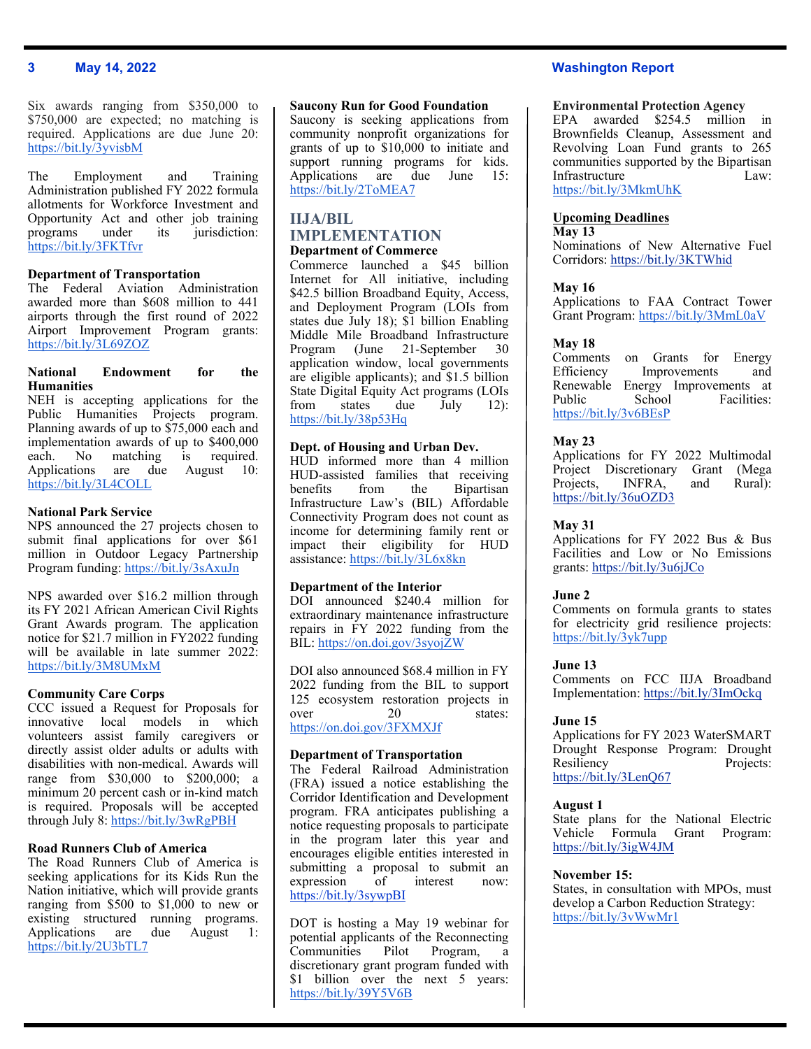Six awards ranging from $350,000 to $750,000 are expected; no matching is required. Applications are due June 20: https://bit.ly/3yvisbM

The Employment and Training Administration published FY 2022 formula allotments for Workforce Investment and Opportunity Act and other job training programs under its jurisdiction: https://bit.ly/3FKTfvr

**Department of Transportation**
The Federal Aviation Administration awarded more than $608 million to 441 airports through the first round of 2022 Airport Improvement Program grants: https://bit.ly/3L69ZOZ

**National Endowment for the Humanities**
NEH is accepting applications for the Public Humanities Projects program. Planning awards of up to $75,000 each and implementation awards of up to $400,000 each. No matching is required. Applications are due August 10: https://bit.ly/3L4COLL

**National Park Service**
NPS announced the 27 projects chosen to submit final applications for over $61 million in Outdoor Legacy Partnership Program funding: https://bit.ly/3sAxuJn

NPS awarded over $16.2 million through its FY 2021 African American Civil Rights Grant Awards program. The application notice for $21.7 million in FY2022 funding will be available in late summer 2022: https://bit.ly/3M8UMxM

**Community Care Corps**
CCC issued a Request for Proposals for innovative local models in which volunteers assist family caregivers or directly assist older adults or adults with disabilities with non-medical. Awards will range from $30,000 to $200,000; a minimum 20 percent cash or in-kind match is required. Proposals will be accepted through July 8: https://bit.ly/3wRgPBH

**Road Runners Club of America**
The Road Runners Club of America is seeking applications for its Kids Run the Nation initiative, which will provide grants ranging from $500 to $1,000 to new or existing structured running programs. Applications are due August 1: https://bit.ly/2U3bTL7

**Saucony Run for Good Foundation**
Saucony is seeking applications from community nonprofit organizations for grants of up to $10,000 to initiate and support running programs for kids. Applications are due June 15: https://bit.ly/2ToMEA7

## IIJA/BIL IMPLEMENTATION

**Department of Commerce**
Commerce launched a $45 billion Internet for All initiative, including $42.5 billion Broadband Equity, Access, and Deployment Program (LOIs from states due July 18); $1 billion Enabling Middle Mile Broadband Infrastructure Program (June 21-September 30 application window, local governments are eligible applicants); and $1.5 billion State Digital Equity Act programs (LOIs from states due July 12): https://bit.ly/38p53Hq

**Dept. of Housing and Urban Dev.**
HUD informed more than 4 million HUD-assisted families that receiving benefits from the Bipartisan Infrastructure Law's (BIL) Affordable Connectivity Program does not count as income for determining family rent or impact their eligibility for HUD assistance: https://bit.ly/3L6x8kn

**Department of the Interior**
DOI announced $240.4 million for extraordinary maintenance infrastructure repairs in FY 2022 funding from the BIL: https://on.doi.gov/3syojZW

DOI also announced $68.4 million in FY 2022 funding from the BIL to support 125 ecosystem restoration projects in over 20 states: https://on.doi.gov/3FXMXJf

**Department of Transportation**
The Federal Railroad Administration (FRA) issued a notice establishing the Corridor Identification and Development program. FRA anticipates publishing a notice requesting proposals to participate in the program later this year and encourages eligible entities interested in submitting a proposal to submit an expression of interest now: https://bit.ly/3sywpBI

DOT is hosting a May 19 webinar for potential applicants of the Reconnecting Communities Pilot Program, a discretionary grant program funded with $1 billion over the next 5 years: https://bit.ly/39Y5V6B

**Environmental Protection Agency**
EPA awarded $254.5 million in Brownfields Cleanup, Assessment and Revolving Loan Fund grants to 265 communities supported by the Bipartisan Infrastructure Law: https://bit.ly/3MkmUhK

**Upcoming Deadlines**

**May 13**
Nominations of New Alternative Fuel Corridors: https://bit.ly/3KTWhid

**May 16**
Applications to FAA Contract Tower Grant Program: https://bit.ly/3MmL0aV

**May 18**
Comments on Grants for Energy Efficiency Improvements and Renewable Energy Improvements at Public School Facilities: https://bit.ly/3v6BEsP

**May 23**
Applications for FY 2022 Multimodal Project Discretionary Grant (Mega Projects, INFRA, and Rural): https://bit.ly/36uOZD3

**May 31**
Applications for FY 2022 Bus & Bus Facilities and Low or No Emissions grants: https://bit.ly/3u6jJCo

**June 2**
Comments on formula grants to states for electricity grid resilience projects: https://bit.ly/3yk7upp

**June 13**
Comments on FCC IIJA Broadband Implementation: https://bit.ly/3ImOckq

**June 15**
Applications for FY 2023 WaterSMART Drought Response Program: Drought Resiliency Projects: https://bit.ly/3LenQ67

**August 1**
State plans for the National Electric Vehicle Formula Grant Program: https://bit.ly/3igW4JM

**November 15:**
States, in consultation with MPOs, must develop a Carbon Reduction Strategy: https://bit.ly/3vWwMr1